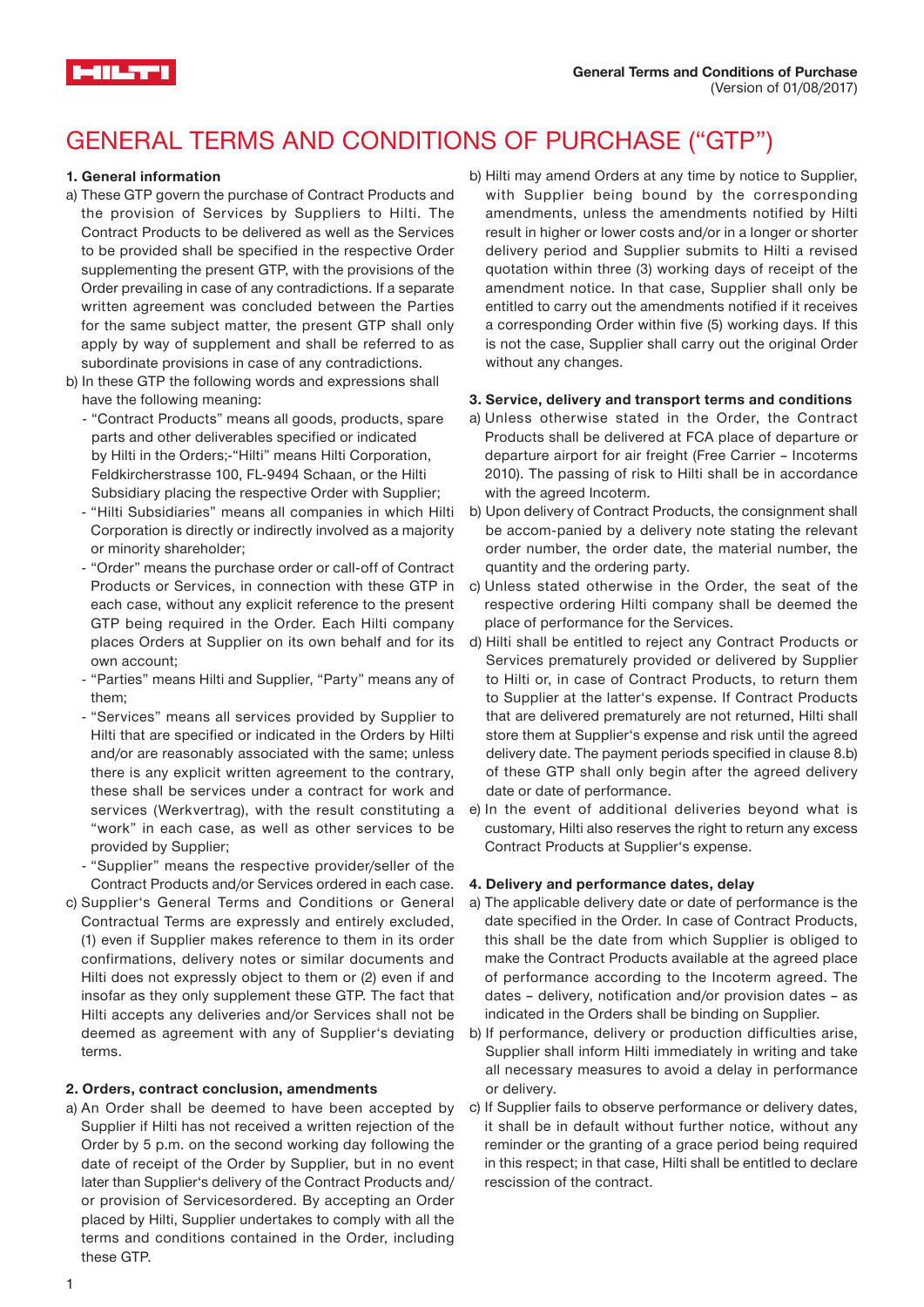# GENERAL TERMS AND CONDITIONS OF PURCHASE ("GTP")

**1. General information**

a) These GTP govern the purchase of Contract Products and the provision of Services by Suppliers to Hilti. The Contract Products to be delivered as well as the Services to be provided shall be specified in the respective Order supplementing the present GTP, with the provisions of the Order prevailing in case of any contradictions. If a separate written agreement was concluded between the Parties for the same subject matter, the present GTP shall only apply by way of supplement and shall be referred to as subordinate provisions in case of any contradictions.

b) In these GTP the following words and expressions shall have the following meaning:
- "Contract Products" means all goods, products, spare parts and other deliverables specified or indicated by Hilti in the Orders;-"Hilti" means Hilti Corporation, Feldkircherstrasse 100, FL-9494 Schaan, or the Hilti Subsidiary placing the respective Order with Supplier;
- "Hilti Subsidiaries" means all companies in which Hilti Corporation is directly or indirectly involved as a majority or minority shareholder;
- "Order" means the purchase order or call-off of Contract Products or Services, in connection with these GTP in each case, without any explicit reference to the present GTP being required in the Order. Each Hilti company places Orders at Supplier on its own behalf and for its own account;
- "Parties" means Hilti and Supplier, "Party" means any of them;
- "Services" means all services provided by Supplier to Hilti that are specified or indicated in the Orders by Hilti and/or are reasonably associated with the same; unless there is any explicit written agreement to the contrary, these shall be services under a contract for work and services (Werkvertrag), with the result constituting a "work" in each case, as well as other services to be provided by Supplier;
- "Supplier" means the respective provider/seller of the Contract Products and/or Services ordered in each case.

c) Supplier's General Terms and Conditions or General Contractual Terms are expressly and entirely excluded, (1) even if Supplier makes reference to them in its order confirmations, delivery notes or similar documents and Hilti does not expressly object to them or (2) even if and insofar as they only supplement these GTP. The fact that Hilti accepts any deliveries and/or Services shall not be deemed as agreement with any of Supplier's deviating terms.

**2. Orders, contract conclusion, amendments**

a) An Order shall be deemed to have been accepted by Supplier if Hilti has not received a written rejection of the Order by 5 p.m. on the second working day following the date of receipt of the Order by Supplier, but in no event later than Supplier's delivery of the Contract Products and/or provision of Servicesordered. By accepting an Order placed by Hilti, Supplier undertakes to comply with all the terms and conditions contained in the Order, including these GTP.

b) Hilti may amend Orders at any time by notice to Supplier, with Supplier being bound by the corresponding amendments, unless the amendments notified by Hilti result in higher or lower costs and/or in a longer or shorter delivery period and Supplier submits to Hilti a revised quotation within three (3) working days of receipt of the amendment notice. In that case, Supplier shall only be entitled to carry out the amendments notified if it receives a corresponding Order within five (5) working days. If this is not the case, Supplier shall carry out the original Order without any changes.

**3. Service, delivery and transport terms and conditions**

a) Unless otherwise stated in the Order, the Contract Products shall be delivered at FCA place of departure or departure airport for air freight (Free Carrier – Incoterms 2010). The passing of risk to Hilti shall be in accordance with the agreed Incoterm.

b) Upon delivery of Contract Products, the consignment shall be accom-panied by a delivery note stating the relevant order number, the order date, the material number, the quantity and the ordering party.

c) Unless stated otherwise in the Order, the seat of the respective ordering Hilti company shall be deemed the place of performance for the Services.

d) Hilti shall be entitled to reject any Contract Products or Services prematurely provided or delivered by Supplier to Hilti or, in case of Contract Products, to return them to Supplier at the latter's expense. If Contract Products that are delivered prematurely are not returned, Hilti shall store them at Supplier's expense and risk until the agreed delivery date. The payment periods specified in clause 8.b) of these GTP shall only begin after the agreed delivery date or date of performance.

e) In the event of additional deliveries beyond what is customary, Hilti also reserves the right to return any excess Contract Products at Supplier's expense.

**4. Delivery and performance dates, delay**

a) The applicable delivery date or date of performance is the date specified in the Order. In case of Contract Products, this shall be the date from which Supplier is obliged to make the Contract Products available at the agreed place of performance according to the Incoterm agreed. The dates – delivery, notification and/or provision dates – as indicated in the Orders shall be binding on Supplier.

b) If performance, delivery or production difficulties arise, Supplier shall inform Hilti immediately in writing and take all necessary measures to avoid a delay in performance or delivery.

c) If Supplier fails to observe performance or delivery dates, it shall be in default without further notice, without any reminder or the granting of a grace period being required in this respect; in that case, Hilti shall be entitled to declare rescission of the contract.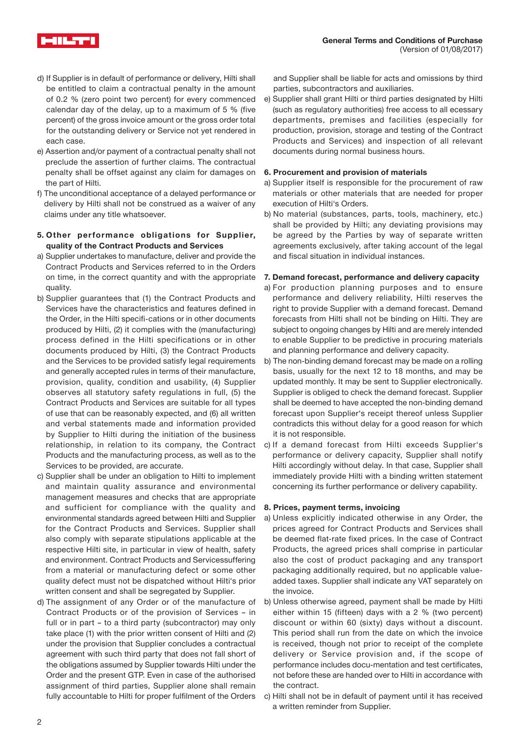d) If Supplier is in default of performance or delivery, Hilti shall be entitled to claim a contractual penalty in the amount of 0.2 % (zero point two percent) for every commenced calendar day of the delay, up to a maximum of 5 % (five percent) of the gross invoice amount or the gross order total for the outstanding delivery or Service not yet rendered in each case.

e) Assertion and/or payment of a contractual penalty shall not preclude the assertion of further claims. The contractual penalty shall be offset against any claim for damages on the part of Hilti.

f) The unconditional acceptance of a delayed performance or delivery by Hilti shall not be construed as a waiver of any claims under any title whatsoever.

**5. Other performance obligations for Supplier, quality of the Contract Products and Services**

a) Supplier undertakes to manufacture, deliver and provide the Contract Products and Services referred to in the Orders on time, in the correct quantity and with the appropriate quality.

b) Supplier guarantees that (1) the Contract Products and Services have the characteristics and features defined in the Order, in the Hilti specifi-cations or in other documents produced by Hilti, (2) it complies with the (manufacturing) process defined in the Hilti specifications or in other documents produced by Hilti, (3) the Contract Products and the Services to be provided satisfy legal requirements and generally accepted rules in terms of their manufacture, provision, quality, condition and usability, (4) Supplier observes all statutory safety regulations in full, (5) the Contract Products and Services are suitable for all types of use that can be reasonably expected, and (6) all written and verbal statements made and information provided by Supplier to Hilti during the initiation of the business relationship, in relation to its company, the Contract Products and the manufacturing process, as well as to the Services to be provided, are accurate.

c) Supplier shall be under an obligation to Hilti to implement and maintain quality assurance and environmental management measures and checks that are appropriate and sufficient for compliance with the quality and environmental standards agreed between Hilti and Supplier for the Contract Products and Services. Supplier shall also comply with separate stipulations applicable at the respective Hilti site, in particular in view of health, safety and environment. Contract Products and Servicessuffering from a material or manufacturing defect or some other quality defect must not be dispatched without Hilti's prior written consent and shall be segregated by Supplier.

d) The assignment of any Order or of the manufacture of Contract Products or of the provision of Services – in full or in part – to a third party (subcontractor) may only take place (1) with the prior written consent of Hilti and (2) under the provision that Supplier concludes a contractual agreement with such third party that does not fall short of the obligations assumed by Supplier towards Hilti under the Order and the present GTP. Even in case of the authorised assignment of third parties, Supplier alone shall remain fully accountable to Hilti for proper fulfilment of the Orders and Supplier shall be liable for acts and omissions by third parties, subcontractors and auxiliaries.

e) Supplier shall grant Hilti or third parties designated by Hilti (such as regulatory authorities) free access to all ecessary departments, premises and facilities (especially for production, provision, storage and testing of the Contract Products and Services) and inspection of all relevant documents during normal business hours.

**6. Procurement and provision of materials**

a) Supplier itself is responsible for the procurement of raw materials or other materials that are needed for proper execution of Hilti's Orders.

b) No material (substances, parts, tools, machinery, etc.) shall be provided by Hilti; any deviating provisions may be agreed by the Parties by way of separate written agreements exclusively, after taking account of the legal and fiscal situation in individual instances.

**7. Demand forecast, performance and delivery capacity**

a) For production planning purposes and to ensure performance and delivery reliability, Hilti reserves the right to provide Supplier with a demand forecast. Demand forecasts from Hilti shall not be binding on Hilti. They are subject to ongoing changes by Hilti and are merely intended to enable Supplier to be predictive in procuring materials and planning performance and delivery capacity.

b) The non-binding demand forecast may be made on a rolling basis, usually for the next 12 to 18 months, and may be updated monthly. It may be sent to Supplier electronically. Supplier is obliged to check the demand forecast. Supplier shall be deemed to have accepted the non-binding demand forecast upon Supplier's receipt thereof unless Supplier contradicts this without delay for a good reason for which it is not responsible.

c) If a demand forecast from Hilti exceeds Supplier's performance or delivery capacity, Supplier shall notify Hilti accordingly without delay. In that case, Supplier shall immediately provide Hilti with a binding written statement concerning its further performance or delivery capability.

**8. Prices, payment terms, invoicing**

a) Unless explicitly indicated otherwise in any Order, the prices agreed for Contract Products and Services shall be deemed flat-rate fixed prices. In the case of Contract Products, the agreed prices shall comprise in particular also the cost of product packaging and any transport packaging additionally required, but no applicable value-added taxes. Supplier shall indicate any VAT separately on the invoice.

b) Unless otherwise agreed, payment shall be made by Hilti either within 15 (fifteen) days with a 2 % (two percent) discount or within 60 (sixty) days without a discount. This period shall run from the date on which the invoice is received, though not prior to receipt of the complete delivery or Service provision and, if the scope of performance includes docu-mentation and test certificates, not before these are handed over to Hilti in accordance with the contract.

c) Hilti shall not be in default of payment until it has received a written reminder from Supplier.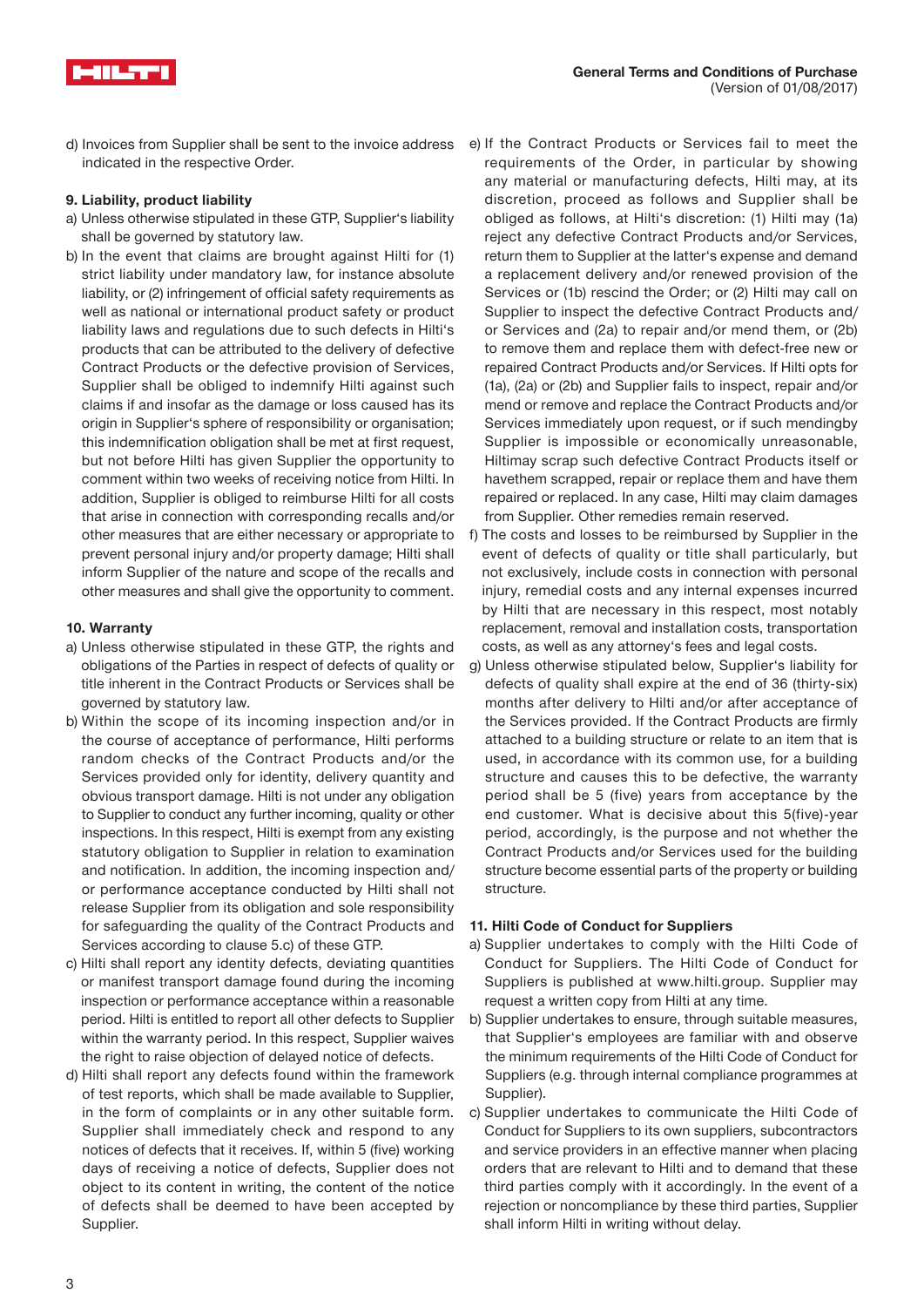d) Invoices from Supplier shall be sent to the invoice address indicated in the respective Order.

**9. Liability, product liability**

a) Unless otherwise stipulated in these GTP, Supplier's liability shall be governed by statutory law.

b) In the event that claims are brought against Hilti for (1) strict liability under mandatory law, for instance absolute liability, or (2) infringement of official safety requirements as well as national or international product safety or product liability laws and regulations due to such defects in Hilti's products that can be attributed to the delivery of defective Contract Products or the defective provision of Services, Supplier shall be obliged to indemnify Hilti against such claims if and insofar as the damage or loss caused has its origin in Supplier's sphere of responsibility or organisation; this indemnification obligation shall be met at first request, but not before Hilti has given Supplier the opportunity to comment within two weeks of receiving notice from Hilti. In addition, Supplier is obliged to reimburse Hilti for all costs that arise in connection with corresponding recalls and/or other measures that are either necessary or appropriate to prevent personal injury and/or property damage; Hilti shall inform Supplier of the nature and scope of the recalls and other measures and shall give the opportunity to comment.

**10. Warranty**

a) Unless otherwise stipulated in these GTP, the rights and obligations of the Parties in respect of defects of quality or title inherent in the Contract Products or Services shall be governed by statutory law.

b) Within the scope of its incoming inspection and/or in the course of acceptance of performance, Hilti performs random checks of the Contract Products and/or the Services provided only for identity, delivery quantity and obvious transport damage. Hilti is not under any obligation to Supplier to conduct any further incoming, quality or other inspections. In this respect, Hilti is exempt from any existing statutory obligation to Supplier in relation to examination and notification. In addition, the incoming inspection and/or performance acceptance conducted by Hilti shall not release Supplier from its obligation and sole responsibility for safeguarding the quality of the Contract Products and Services according to clause 5.c) of these GTP.

c) Hilti shall report any identity defects, deviating quantities or manifest transport damage found during the incoming inspection or performance acceptance within a reasonable period. Hilti is entitled to report all other defects to Supplier within the warranty period. In this respect, Supplier waives the right to raise objection of delayed notice of defects.

d) Hilti shall report any defects found within the framework of test reports, which shall be made available to Supplier, in the form of complaints or in any other suitable form. Supplier shall immediately check and respond to any notices of defects that it receives. If, within 5 (five) working days of receiving a notice of defects, Supplier does not object to its content in writing, the content of the notice of defects shall be deemed to have been accepted by Supplier.

e) If the Contract Products or Services fail to meet the requirements of the Order, in particular by showing any material or manufacturing defects, Hilti may, at its discretion, proceed as follows and Supplier shall be obliged as follows, at Hilti's discretion: (1) Hilti may (1a) reject any defective Contract Products and/or Services, return them to Supplier at the latter's expense and demand a replacement delivery and/or renewed provision of the Services or (1b) rescind the Order; or (2) Hilti may call on Supplier to inspect the defective Contract Products and/or Services and (2a) to repair and/or mend them, or (2b) to remove them and replace them with defect-free new or repaired Contract Products and/or Services. If Hilti opts for (1a), (2a) or (2b) and Supplier fails to inspect, repair and/or mend or remove and replace the Contract Products and/or Services immediately upon request, or if such mendingby Supplier is impossible or economically unreasonable, Hiltimay scrap such defective Contract Products itself or havethem scrapped, repair or replace them and have them repaired or replaced. In any case, Hilti may claim damages from Supplier. Other remedies remain reserved.

f) The costs and losses to be reimbursed by Supplier in the event of defects of quality or title shall particularly, but not exclusively, include costs in connection with personal injury, remedial costs and any internal expenses incurred by Hilti that are necessary in this respect, most notably replacement, removal and installation costs, transportation costs, as well as any attorney's fees and legal costs.

g) Unless otherwise stipulated below, Supplier's liability for defects of quality shall expire at the end of 36 (thirty-six) months after delivery to Hilti and/or after acceptance of the Services provided. If the Contract Products are firmly attached to a building structure or relate to an item that is used, in accordance with its common use, for a building structure and causes this to be defective, the warranty period shall be 5 (five) years from acceptance by the end customer. What is decisive about this 5(five)-year period, accordingly, is the purpose and not whether the Contract Products and/or Services used for the building structure become essential parts of the property or building structure.

**11. Hilti Code of Conduct for Suppliers**

a) Supplier undertakes to comply with the Hilti Code of Conduct for Suppliers. The Hilti Code of Conduct for Suppliers is published at www.hilti.group. Supplier may request a written copy from Hilti at any time.

b) Supplier undertakes to ensure, through suitable measures, that Supplier's employees are familiar with and observe the minimum requirements of the Hilti Code of Conduct for Suppliers (e.g. through internal compliance programmes at Supplier).

c) Supplier undertakes to communicate the Hilti Code of Conduct for Suppliers to its own suppliers, subcontractors and service providers in an effective manner when placing orders that are relevant to Hilti and to demand that these third parties comply with it accordingly. In the event of a rejection or noncompliance by these third parties, Supplier shall inform Hilti in writing without delay.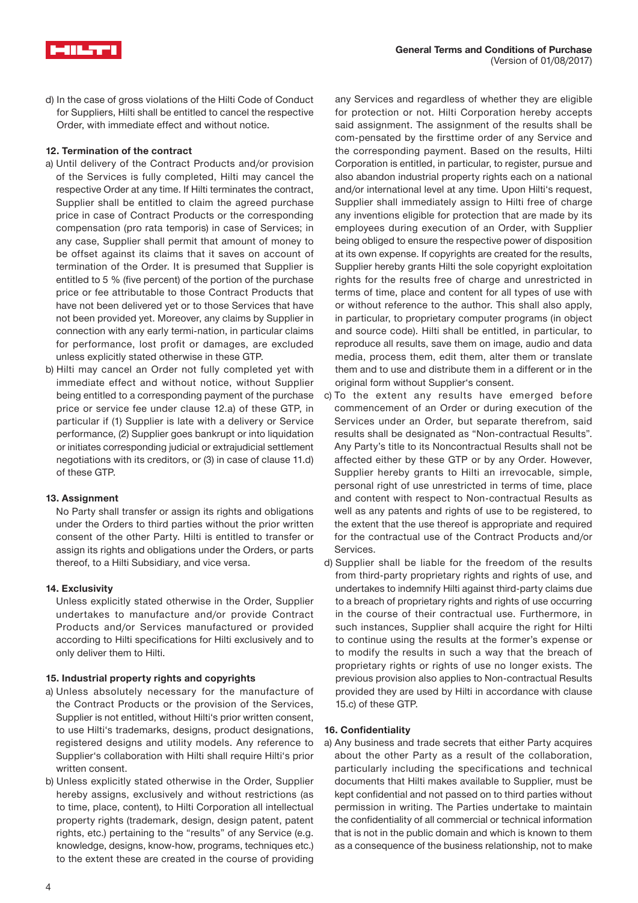d) In the case of gross violations of the Hilti Code of Conduct for Suppliers, Hilti shall be entitled to cancel the respective Order, with immediate effect and without notice.

**12. Termination of the contract**

a) Until delivery of the Contract Products and/or provision of the Services is fully completed, Hilti may cancel the respective Order at any time. If Hilti terminates the contract, Supplier shall be entitled to claim the agreed purchase price in case of Contract Products or the corresponding compensation (pro rata temporis) in case of Services; in any case, Supplier shall permit that amount of money to be offset against its claims that it saves on account of termination of the Order. It is presumed that Supplier is entitled to 5 % (five percent) of the portion of the purchase price or fee attributable to those Contract Products that have not been delivered yet or to those Services that have not been provided yet. Moreover, any claims by Supplier in connection with any early termi-nation, in particular claims for performance, lost profit or damages, are excluded unless explicitly stated otherwise in these GTP.

b) Hilti may cancel an Order not fully completed yet with immediate effect and without notice, without Supplier being entitled to a corresponding payment of the purchase price or service fee under clause 12.a) of these GTP, in particular if (1) Supplier is late with a delivery or Service performance, (2) Supplier goes bankrupt or into liquidation or initiates corresponding judicial or extrajudicial settlement negotiations with its creditors, or (3) in case of clause 11.d) of these GTP.

**13. Assignment**

No Party shall transfer or assign its rights and obligations under the Orders to third parties without the prior written consent of the other Party. Hilti is entitled to transfer or assign its rights and obligations under the Orders, or parts thereof, to a Hilti Subsidiary, and vice versa.

**14. Exclusivity**

Unless explicitly stated otherwise in the Order, Supplier undertakes to manufacture and/or provide Contract Products and/or Services manufactured or provided according to Hilti specifications for Hilti exclusively and to only deliver them to Hilti.

**15. Industrial property rights and copyrights**

a) Unless absolutely necessary for the manufacture of the Contract Products or the provision of the Services, Supplier is not entitled, without Hilti's prior written consent, to use Hilti's trademarks, designs, product designations, registered designs and utility models. Any reference to Supplier's collaboration with Hilti shall require Hilti's prior written consent.

b) Unless explicitly stated otherwise in the Order, Supplier hereby assigns, exclusively and without restrictions (as to time, place, content), to Hilti Corporation all intellectual property rights (trademark, design, design patent, patent rights, etc.) pertaining to the "results" of any Service (e.g. knowledge, designs, know-how, programs, techniques etc.) to the extent these are created in the course of providing any Services and regardless of whether they are eligible for protection or not. Hilti Corporation hereby accepts said assignment. The assignment of the results shall be com-pensated by the firsttime order of any Service and the corresponding payment. Based on the results, Hilti Corporation is entitled, in particular, to register, pursue and also abandon industrial property rights each on a national and/or international level at any time. Upon Hilti's request, Supplier shall immediately assign to Hilti free of charge any inventions eligible for protection that are made by its employees during execution of an Order, with Supplier being obliged to ensure the respective power of disposition at its own expense. If copyrights are created for the results, Supplier hereby grants Hilti the sole copyright exploitation rights for the results free of charge and unrestricted in terms of time, place and content for all types of use with or without reference to the author. This shall also apply, in particular, to proprietary computer programs (in object and source code). Hilti shall be entitled, in particular, to reproduce all results, save them on image, audio and data media, process them, edit them, alter them or translate them and to use and distribute them in a different or in the original form without Supplier's consent.

c) To the extent any results have emerged before commencement of an Order or during execution of the Services under an Order, but separate therefrom, said results shall be designated as "Non-contractual Results". Any Party's title to its Noncontractual Results shall not be affected either by these GTP or by any Order. However, Supplier hereby grants to Hilti an irrevocable, simple, personal right of use unrestricted in terms of time, place and content with respect to Non-contractual Results as well as any patents and rights of use to be registered, to the extent that the use thereof is appropriate and required for the contractual use of the Contract Products and/or Services.

d) Supplier shall be liable for the freedom of the results from third-party proprietary rights and rights of use, and undertakes to indemnify Hilti against third-party claims due to a breach of proprietary rights and rights of use occurring in the course of their contractual use. Furthermore, in such instances, Supplier shall acquire the right for Hilti to continue using the results at the former's expense or to modify the results in such a way that the breach of proprietary rights or rights of use no longer exists. The previous provision also applies to Non-contractual Results provided they are used by Hilti in accordance with clause 15.c) of these GTP.

**16. Confidentiality**

a) Any business and trade secrets that either Party acquires about the other Party as a result of the collaboration, particularly including the specifications and technical documents that Hilti makes available to Supplier, must be kept confidential and not passed on to third parties without permission in writing. The Parties undertake to maintain the confidentiality of all commercial or technical information that is not in the public domain and which is known to them as a consequence of the business relationship, not to make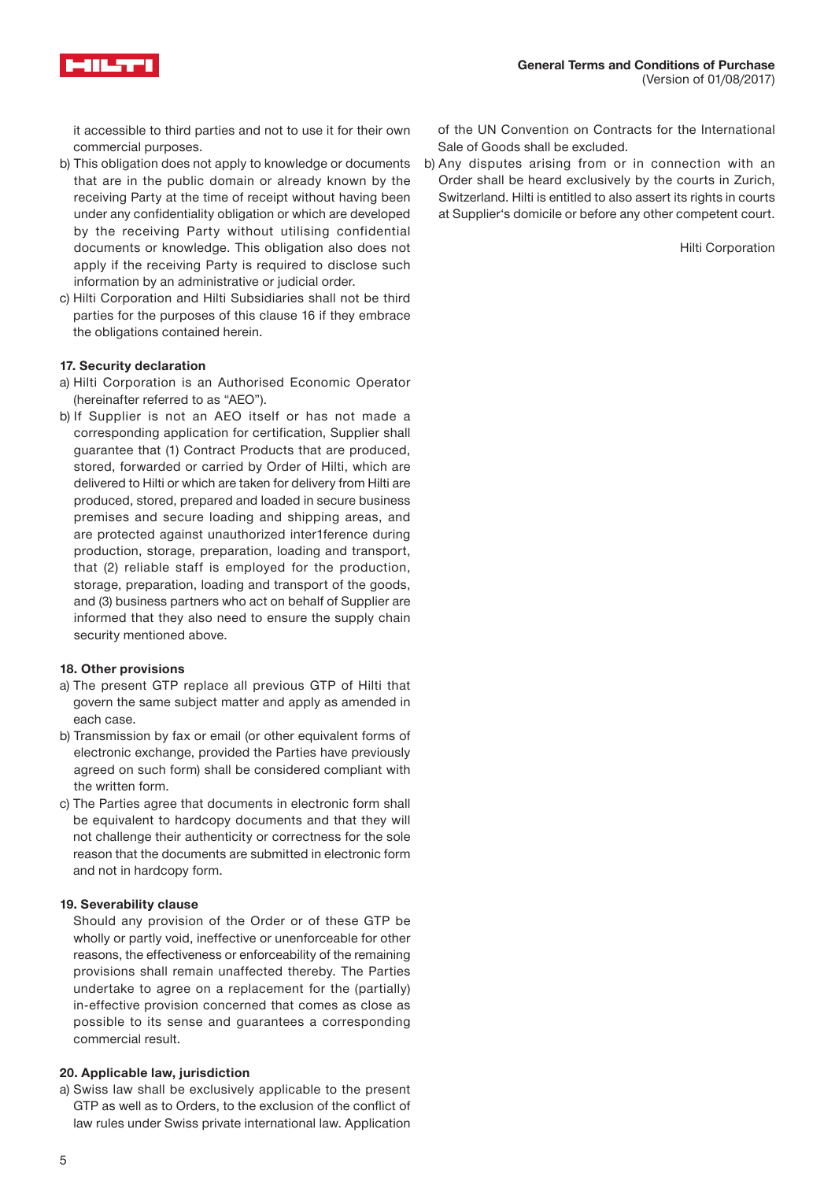it accessible to third parties and not to use it for their own commercial purposes.

b) This obligation does not apply to knowledge or documents that are in the public domain or already known by the receiving Party at the time of receipt without having been under any confidentiality obligation or which are developed by the receiving Party without utilising confidential documents or knowledge. This obligation also does not apply if the receiving Party is required to disclose such information by an administrative or judicial order.

c) Hilti Corporation and Hilti Subsidiaries shall not be third parties for the purposes of this clause 16 if they embrace the obligations contained herein.

**17. Security declaration**

a) Hilti Corporation is an Authorised Economic Operator (hereinafter referred to as "AEO").

b) If Supplier is not an AEO itself or has not made a corresponding application for certification, Supplier shall guarantee that (1) Contract Products that are produced, stored, forwarded or carried by Order of Hilti, which are delivered to Hilti or which are taken for delivery from Hilti are produced, stored, prepared and loaded in secure business premises and secure loading and shipping areas, and are protected against unauthorized inter1ference during production, storage, preparation, loading and transport, that (2) reliable staff is employed for the production, storage, preparation, loading and transport of the goods, and (3) business partners who act on behalf of Supplier are informed that they also need to ensure the supply chain security mentioned above.

**18. Other provisions**

a) The present GTP replace all previous GTP of Hilti that govern the same subject matter and apply as amended in each case.

b) Transmission by fax or email (or other equivalent forms of electronic exchange, provided the Parties have previously agreed on such form) shall be considered compliant with the written form.

c) The Parties agree that documents in electronic form shall be equivalent to hardcopy documents and that they will not challenge their authenticity or correctness for the sole reason that the documents are submitted in electronic form and not in hardcopy form.

**19. Severability clause**

Should any provision of the Order or of these GTP be wholly or partly void, ineffective or unenforceable for other reasons, the effectiveness or enforceability of the remaining provisions shall remain unaffected thereby. The Parties undertake to agree on a replacement for the (partially) in-effective provision concerned that comes as close as possible to its sense and guarantees a corresponding commercial result.

**20. Applicable law, jurisdiction**

a) Swiss law shall be exclusively applicable to the present GTP as well as to Orders, to the exclusion of the conflict of law rules under Swiss private international law. Application of the UN Convention on Contracts for the International Sale of Goods shall be excluded.

b) Any disputes arising from or in connection with an Order shall be heard exclusively by the courts in Zurich, Switzerland. Hilti is entitled to also assert its rights in courts at Supplier's domicile or before any other competent court.

Hilti Corporation